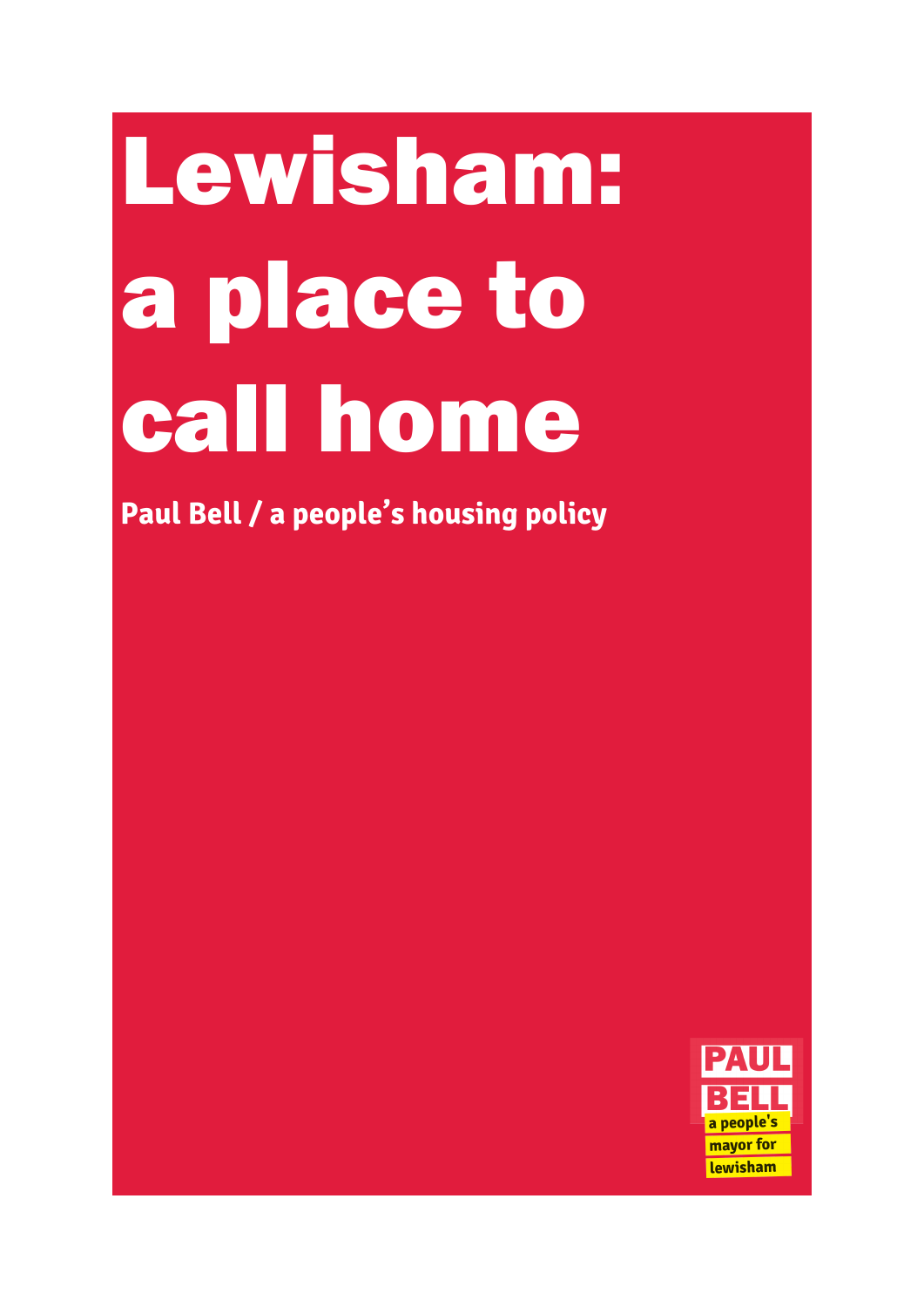# Lewisham: a place to call home

**Paul Bell / a people's housing policy**

PAUL BELL

a people's mayor for lewisham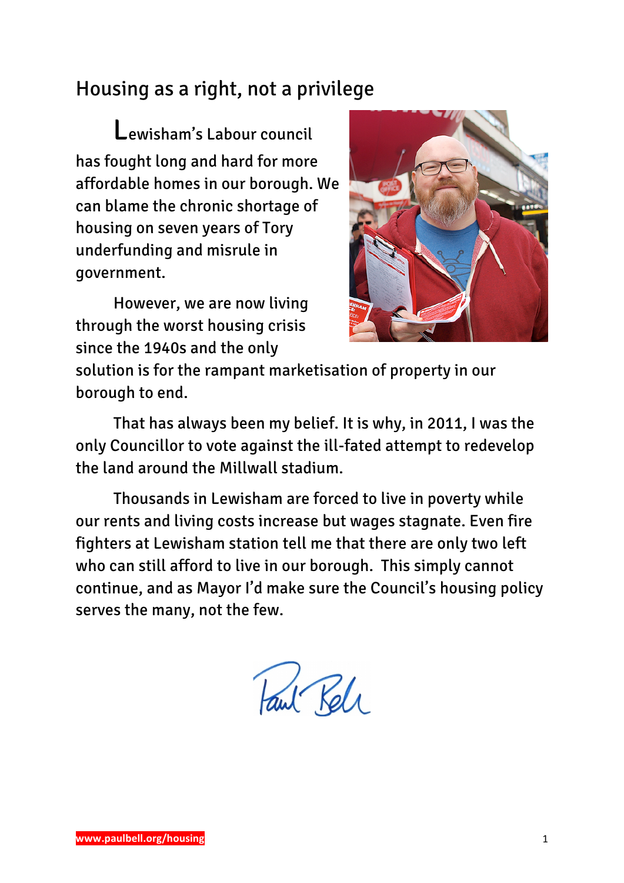## Housing as a right, not a privilege

Lewisham's Labour council has fought long and hard for more affordable homes in our borough. We can blame the chronic shortage of housing on seven years of Tory underfunding and misrule in government.

However, we are now living through the worst housing crisis since the 1940s and the only solution is for the rampant marketisation of property in our borough to end.

That has always been my belief. It is why, in 2011, I was the only Councillor to vote against the ill-fated attempt to redevelop the land around the Millwall stadium.

Thousands in Lewisham are forced to live in poverty while our rents and living costs increase but wages stagnate. Even fire fighters at Lewisham station tell me that there are only two left who can still afford to live in our borough. This simply cannot continue, and as Mayor I'd make sure the Council's housing policy serves the many, not the few.

Paul Bell

www.paulbell.org/housing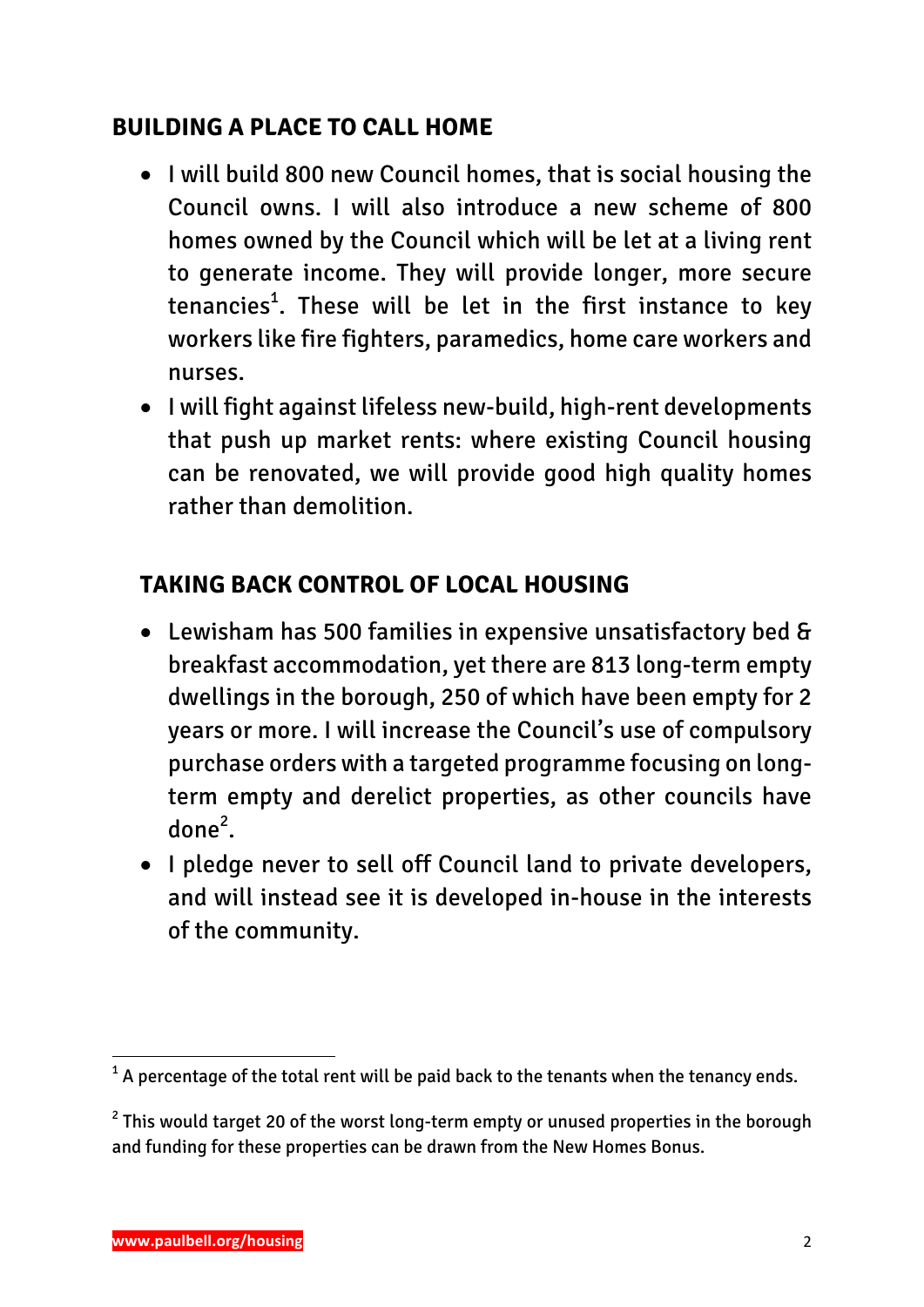## BUILDING A PLACE TO CALL HOME

- I will build 800 new Council homes, that is social housing the Council owns. I will also introduce a new scheme of 800 homes owned by the Council which will be let at a living rent to generate income. They will provide longer, more secure tenancies[1]. These will be let in the first instance to key workers like fire fighters, paramedics, home care workers and nurses.
- I will fight against lifeless new-build, high-rent developments that push up market rents: where existing Council housing can be renovated, we will provide good high quality homes rather than demolition.

## TAKING BACK CONTROL OF LOCAL HOUSING

- Lewisham has 500 families in expensive unsatisfactory bed & breakfast accommodation, yet there are 813 long-term empty dwellings in the borough, 250 of which have been empty for 2 years or more. I will increase the Council's use of compulsory purchase orders with a targeted programme focusing on long-term empty and derelict properties, as other councils have done[2].
- I pledge never to sell off Council land to private developers, and will instead see it is developed in-house in the interests of the community.

---

[1] A percentage of the total rent will be paid back to the tenants when the tenancy ends.

[2] This would target 20 of the worst long-term empty or unused properties in the borough and funding for these properties can be drawn from the New Homes Bonus.

www.paulbell.org/housing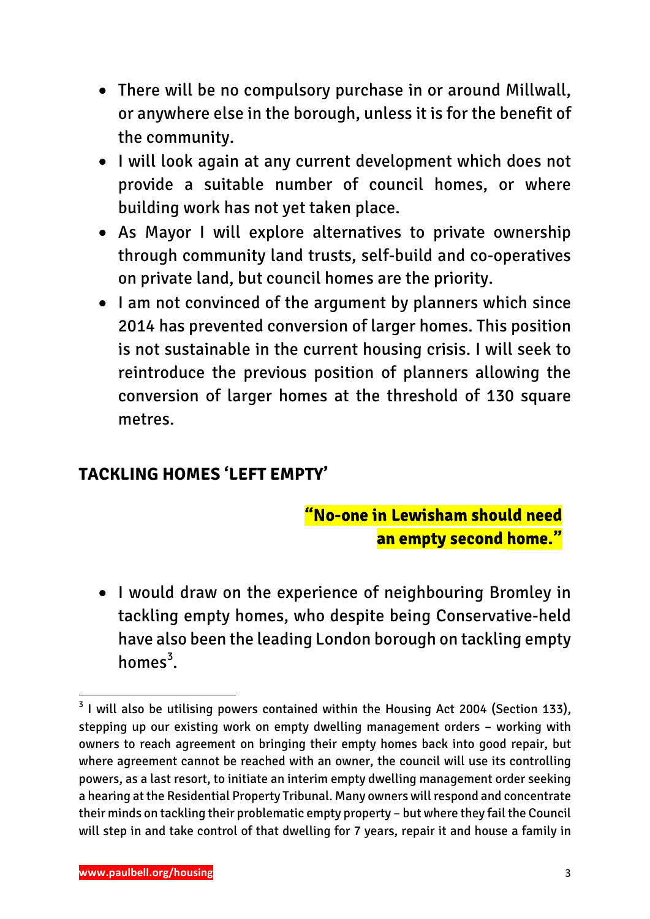- There will be no compulsory purchase in or around Millwall, or anywhere else in the borough, unless it is for the benefit of the community.
- I will look again at any current development which does not provide a suitable number of council homes, or where building work has not yet taken place.
- As Mayor I will explore alternatives to private ownership through community land trusts, self-build and co-operatives on private land, but council homes are the priority.
- I am not convinced of the argument by planners which since 2014 has prevented conversion of larger homes. This position is not sustainable in the current housing crisis. I will seek to reintroduce the previous position of planners allowing the conversion of larger homes at the threshold of 130 square metres.

## TACKLING HOMES 'LEFT EMPTY'

**"No-one in Lewisham should need an empty second home."**

- I would draw on the experience of neighbouring Bromley in tackling empty homes, who despite being Conservative-held have also been the leading London borough on tackling empty homes[3].

[3] I will also be utilising powers contained within the Housing Act 2004 (Section 133), stepping up our existing work on empty dwelling management orders – working with owners to reach agreement on bringing their empty homes back into good repair, but where agreement cannot be reached with an owner, the council will use its controlling powers, as a last resort, to initiate an interim empty dwelling management order seeking a hearing at the Residential Property Tribunal. Many owners will respond and concentrate their minds on tackling their problematic empty property – but where they fail the Council will step in and take control of that dwelling for 7 years, repair it and house a family in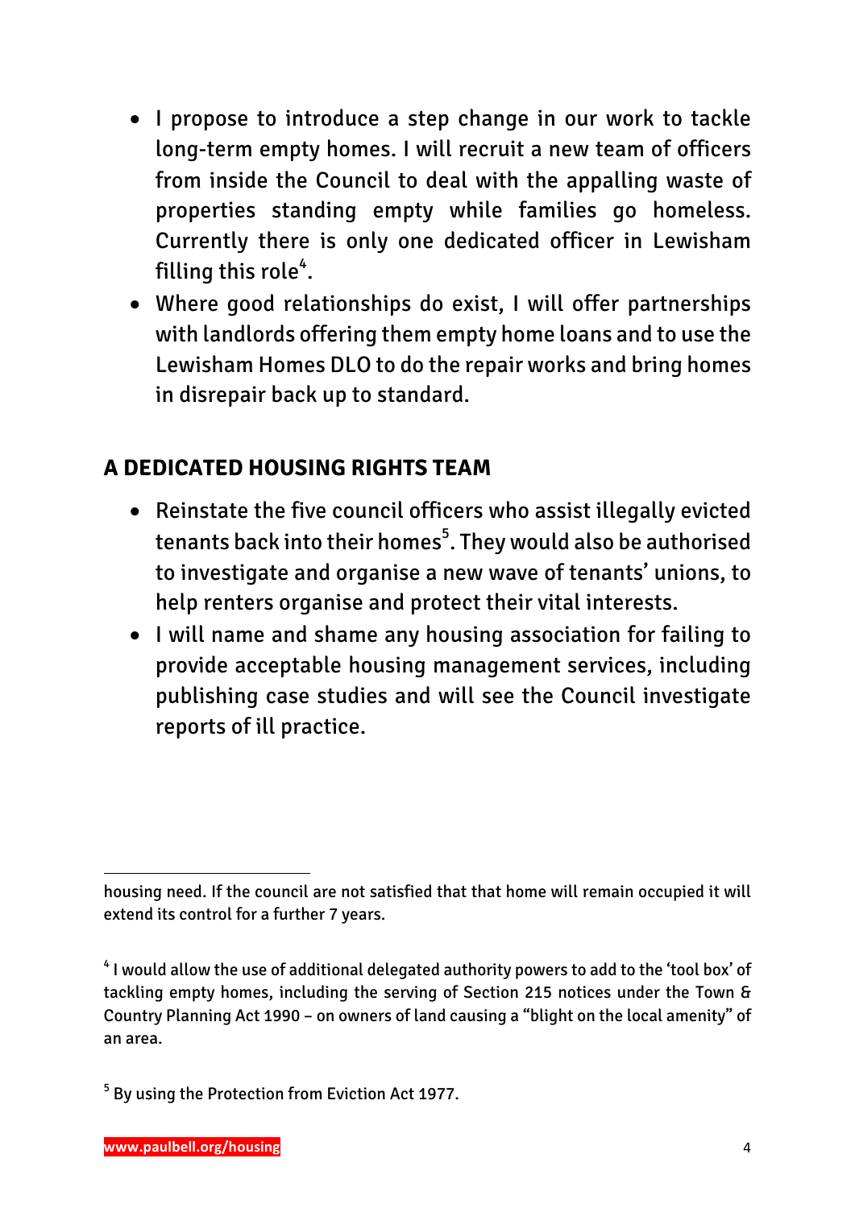- I propose to introduce a step change in our work to tackle long-term empty homes. I will recruit a new team of officers from inside the Council to deal with the appalling waste of properties standing empty while families go homeless. Currently there is only one dedicated officer in Lewisham filling this role[4].
- Where good relationships do exist, I will offer partnerships with landlords offering them empty home loans and to use the Lewisham Homes DLO to do the repair works and bring homes in disrepair back up to standard.

## A DEDICATED HOUSING RIGHTS TEAM

- Reinstate the five council officers who assist illegally evicted tenants back into their homes[5]. They would also be authorised to investigate and organise a new wave of tenants' unions, to help renters organise and protect their vital interests.
- I will name and shame any housing association for failing to provide acceptable housing management services, including publishing case studies and will see the Council investigate reports of ill practice.

---

housing need. If the council are not satisfied that that home will remain occupied it will extend its control for a further 7 years.

[4] I would allow the use of additional delegated authority powers to add to the 'tool box' of tackling empty homes, including the serving of Section 215 notices under the Town & Country Planning Act 1990 – on owners of land causing a "blight on the local amenity" of an area.

[5] By using the Protection from Eviction Act 1977.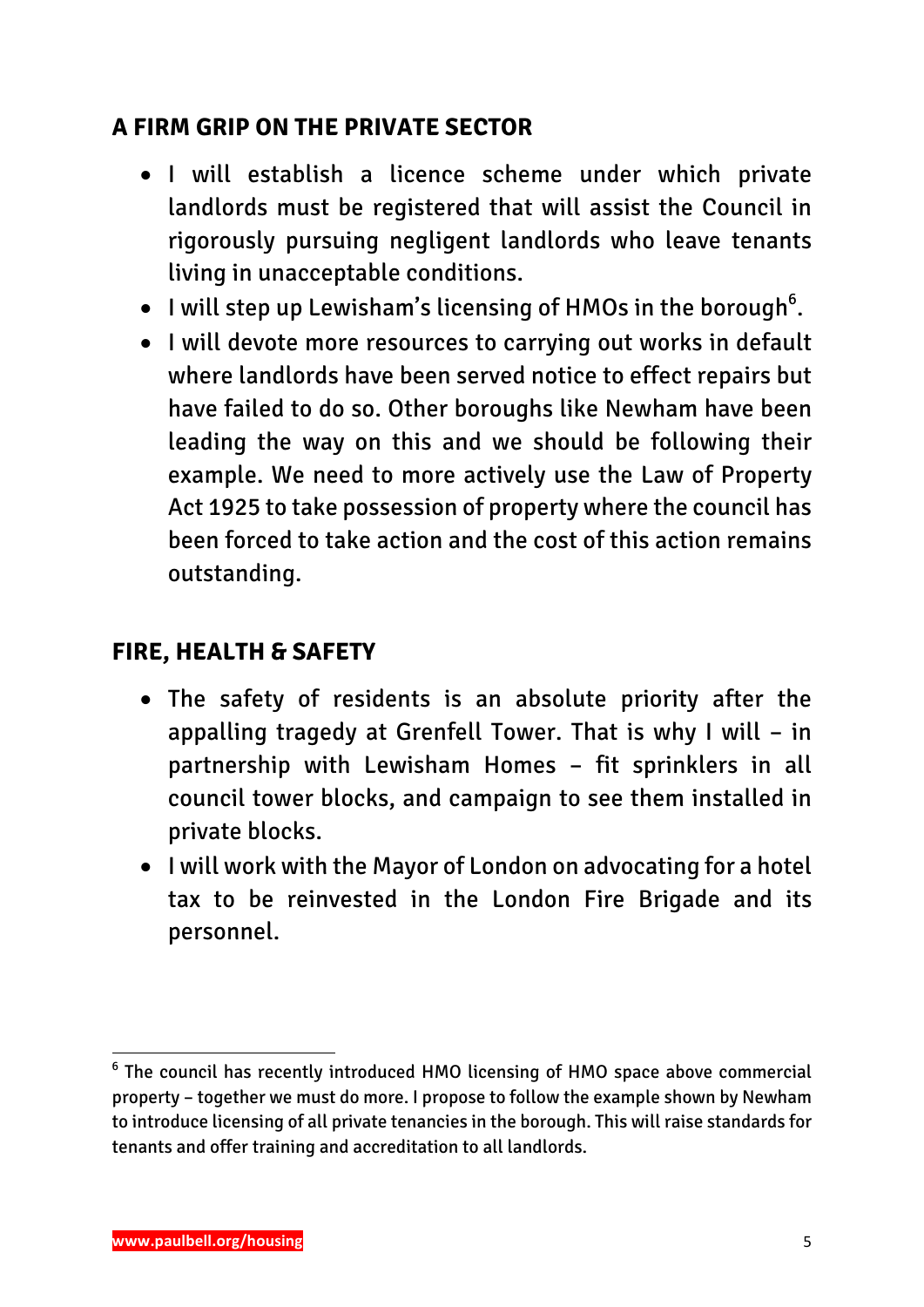## A FIRM GRIP ON THE PRIVATE SECTOR

- I will establish a licence scheme under which private landlords must be registered that will assist the Council in rigorously pursuing negligent landlords who leave tenants living in unacceptable conditions.
- I will step up Lewisham's licensing of HMOs in the borough[6].
- I will devote more resources to carrying out works in default where landlords have been served notice to effect repairs but have failed to do so. Other boroughs like Newham have been leading the way on this and we should be following their example. We need to more actively use the Law of Property Act 1925 to take possession of property where the council has been forced to take action and the cost of this action remains outstanding.

## FIRE, HEALTH & SAFETY

- The safety of residents is an absolute priority after the appalling tragedy at Grenfell Tower. That is why I will – in partnership with Lewisham Homes – fit sprinklers in all council tower blocks, and campaign to see them installed in private blocks.
- I will work with the Mayor of London on advocating for a hotel tax to be reinvested in the London Fire Brigade and its personnel.

---

[6] The council has recently introduced HMO licensing of HMO space above commercial property – together we must do more. I propose to follow the example shown by Newham to introduce licensing of all private tenancies in the borough. This will raise standards for tenants and offer training and accreditation to all landlords.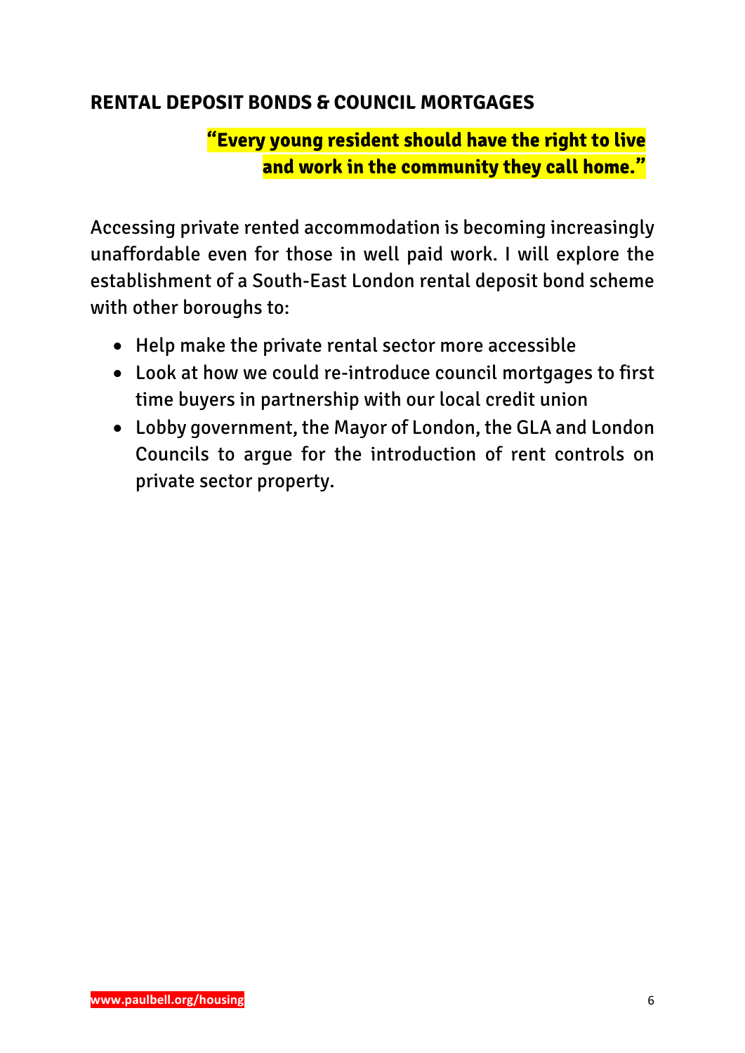## RENTAL DEPOSIT BONDS & COUNCIL MORTGAGES

**"Every young resident should have the right to live and work in the community they call home."**

Accessing private rented accommodation is becoming increasingly unaffordable even for those in well paid work. I will explore the establishment of a South-East London rental deposit bond scheme with other boroughs to:

- Help make the private rental sector more accessible
- Look at how we could re-introduce council mortgages to first time buyers in partnership with our local credit union
- Lobby government, the Mayor of London, the GLA and London Councils to argue for the introduction of rent controls on private sector property.